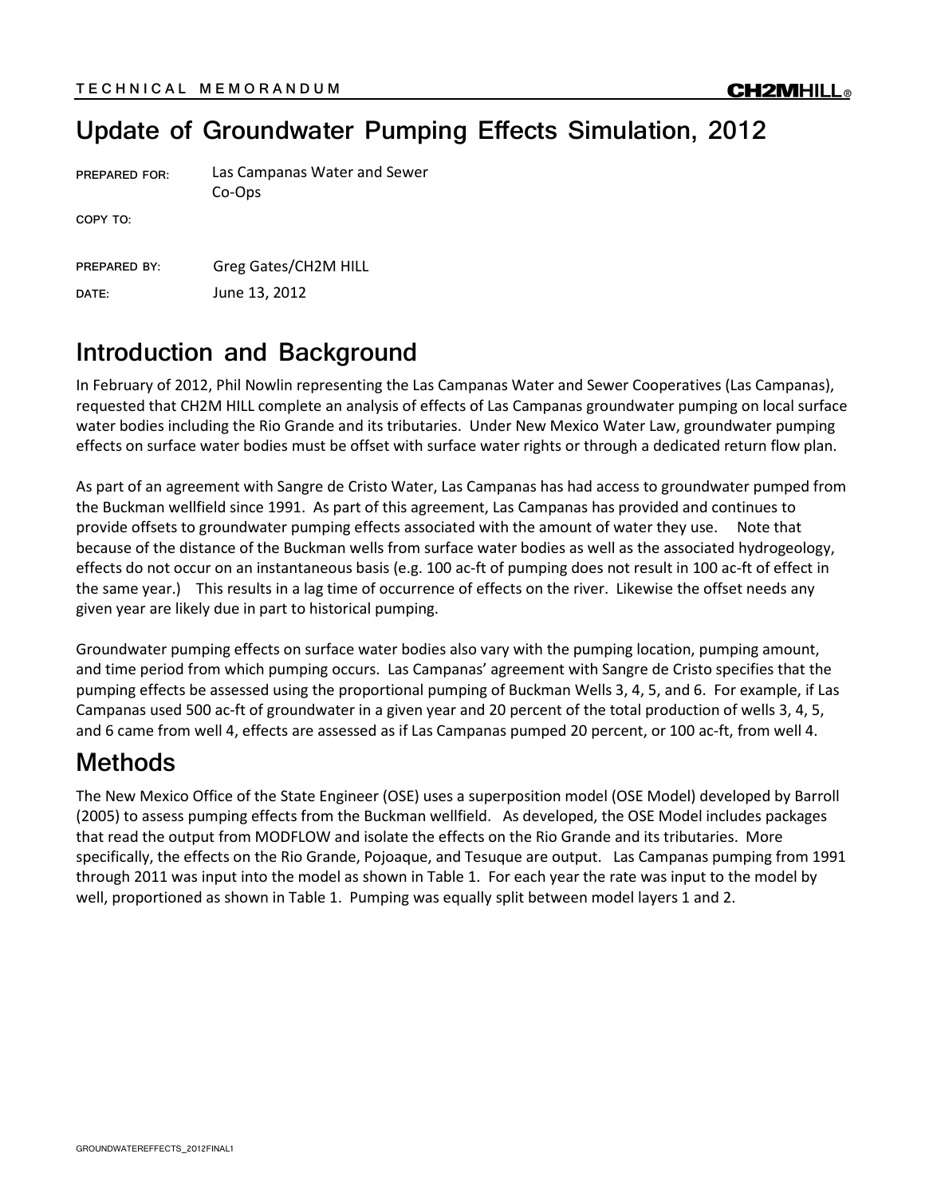TECHNICAL MEMORANDUM

# Update of Groundwater Pumping Effects Simulation, 2012

PREPARED FOR: Las Campanas Water and Sewer Co-Ops

COPY TO:

PREPARED BY: Greg Gates/CH2M HILL

DATE: June 13, 2012

## Introduction and Background

In February of 2012, Phil Nowlin representing the Las Campanas Water and Sewer Cooperatives (Las Campanas), requested that CH2M HILL complete an analysis of effects of Las Campanas groundwater pumping on local surface water bodies including the Rio Grande and its tributaries. Under New Mexico Water Law, groundwater pumping effects on surface water bodies must be offset with surface water rights or through a dedicated return flow plan.

As part of an agreement with Sangre de Cristo Water, Las Campanas has had access to groundwater pumped from the Buckman wellfield since 1991. As part of this agreement, Las Campanas has provided and continues to provide offsets to groundwater pumping effects associated with the amount of water they use. Note that because of the distance of the Buckman wells from surface water bodies as well as the associated hydrogeology, effects do not occur on an instantaneous basis (e.g. 100 ac-ft of pumping does not result in 100 ac-ft of effect in the same year.) This results in a lag time of occurrence of effects on the river. Likewise the offset needs any given year are likely due in part to historical pumping.

Groundwater pumping effects on surface water bodies also vary with the pumping location, pumping amount, and time period from which pumping occurs. Las Campanas' agreement with Sangre de Cristo specifies that the pumping effects be assessed using the proportional pumping of Buckman Wells 3, 4, 5, and 6. For example, if Las Campanas used 500 ac-ft of groundwater in a given year and 20 percent of the total production of wells 3, 4, 5, and 6 came from well 4, effects are assessed as if Las Campanas pumped 20 percent, or 100 ac-ft, from well 4.

## Methods

The New Mexico Office of the State Engineer (OSE) uses a superposition model (OSE Model) developed by Barroll (2005) to assess pumping effects from the Buckman wellfield. As developed, the OSE Model includes packages that read the output from MODFLOW and isolate the effects on the Rio Grande and its tributaries. More specifically, the effects on the Rio Grande, Pojoaque, and Tesuque are output. Las Campanas pumping from 1991 through 2011 was input into the model as shown in Table 1. For each year the rate was input to the model by well, proportioned as shown in Table 1. Pumping was equally split between model layers 1 and 2.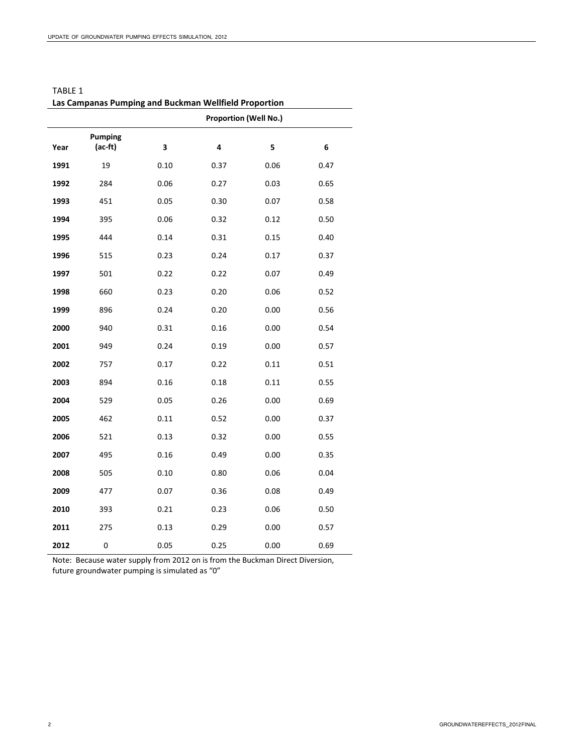TABLE 1

**Las Campanas Pumping and Buckman Wellfield Proportion**

| | | Proportion (Well No.) | | | |
|---|---|---|---|---|---|
| **Year** | **Pumping (ac-ft)** | **3** | **4** | **5** | **6** |
| **1991** | 19 | 0.10 | 0.37 | 0.06 | 0.47 |
| **1992** | 284 | 0.06 | 0.27 | 0.03 | 0.65 |
| **1993** | 451 | 0.05 | 0.30 | 0.07 | 0.58 |
| **1994** | 395 | 0.06 | 0.32 | 0.12 | 0.50 |
| **1995** | 444 | 0.14 | 0.31 | 0.15 | 0.40 |
| **1996** | 515 | 0.23 | 0.24 | 0.17 | 0.37 |
| **1997** | 501 | 0.22 | 0.22 | 0.07 | 0.49 |
| **1998** | 660 | 0.23 | 0.20 | 0.06 | 0.52 |
| **1999** | 896 | 0.24 | 0.20 | 0.00 | 0.56 |
| **2000** | 940 | 0.31 | 0.16 | 0.00 | 0.54 |
| **2001** | 949 | 0.24 | 0.19 | 0.00 | 0.57 |
| **2002** | 757 | 0.17 | 0.22 | 0.11 | 0.51 |
| **2003** | 894 | 0.16 | 0.18 | 0.11 | 0.55 |
| **2004** | 529 | 0.05 | 0.26 | 0.00 | 0.69 |
| **2005** | 462 | 0.11 | 0.52 | 0.00 | 0.37 |
| **2006** | 521 | 0.13 | 0.32 | 0.00 | 0.55 |
| **2007** | 495 | 0.16 | 0.49 | 0.00 | 0.35 |
| **2008** | 505 | 0.10 | 0.80 | 0.06 | 0.04 |
| **2009** | 477 | 0.07 | 0.36 | 0.08 | 0.49 |
| **2010** | 393 | 0.21 | 0.23 | 0.06 | 0.50 |
| **2011** | 275 | 0.13 | 0.29 | 0.00 | 0.57 |
| **2012** | 0 | 0.05 | 0.25 | 0.00 | 0.69 |

Note: Because water supply from 2012 on is from the Buckman Direct Diversion, future groundwater pumping is simulated as "0"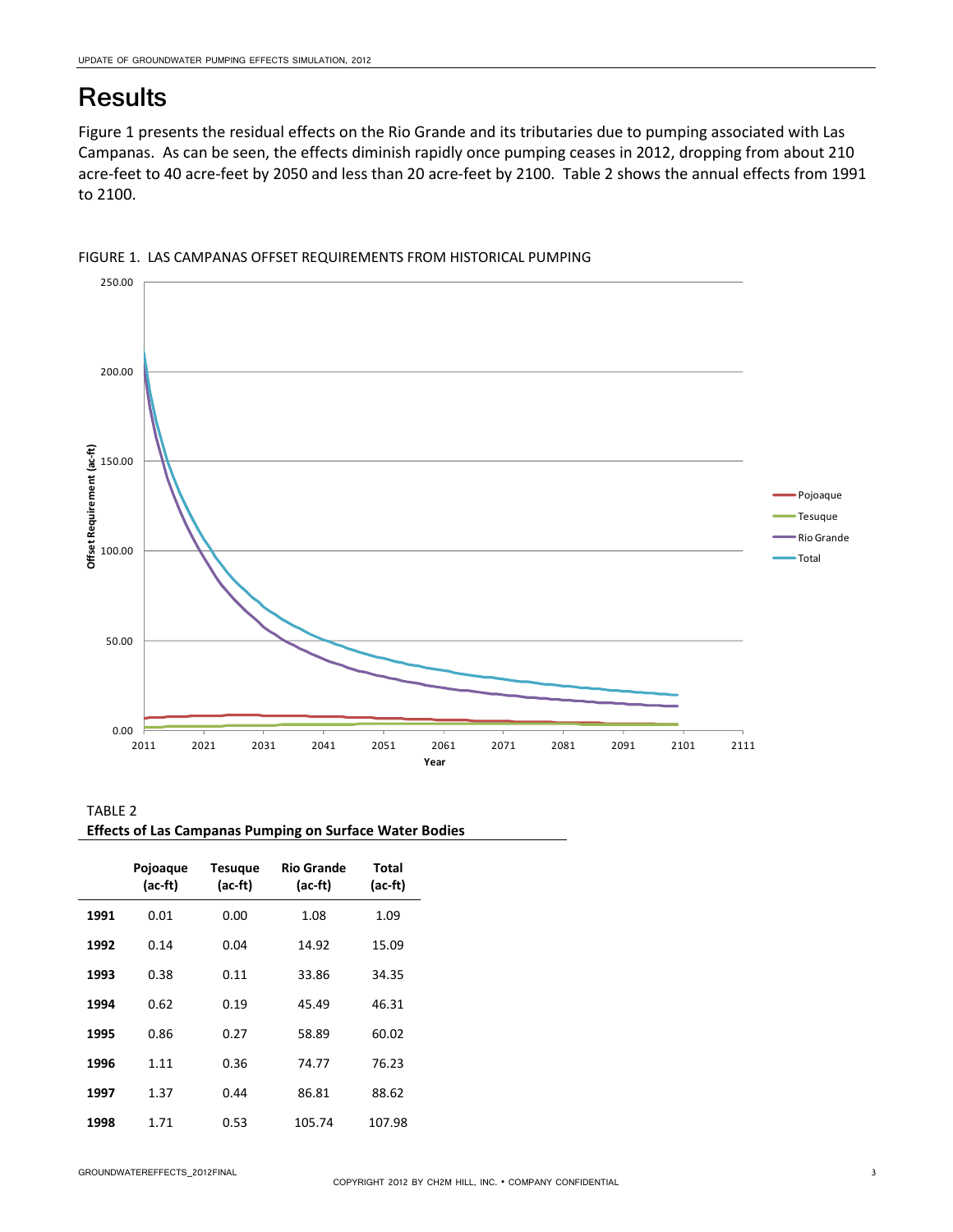# Results

Figure 1 presents the residual effects on the Rio Grande and its tributaries due to pumping associated with Las Campanas. As can be seen, the effects diminish rapidly once pumping ceases in 2012, dropping from about 210 acre-feet to 40 acre-feet by 2050 and less than 20 acre-feet by 2100. Table 2 shows the annual effects from 1991 to 2100.

FIGURE 1. LAS CAMPANAS OFFSET REQUIREMENTS FROM HISTORICAL PUMPING

TABLE 2
**Effects of Las Campanas Pumping on Surface Water Bodies**

| | Pojoaque (ac-ft) | Tesuque (ac-ft) | Rio Grande (ac-ft) | Total (ac-ft) |
|---|---|---|---|---|
| **1991** | 0.01 | 0.00 | 1.08 | 1.09 |
| **1992** | 0.14 | 0.04 | 14.92 | 15.09 |
| **1993** | 0.38 | 0.11 | 33.86 | 34.35 |
| **1994** | 0.62 | 0.19 | 45.49 | 46.31 |
| **1995** | 0.86 | 0.27 | 58.89 | 60.02 |
| **1996** | 1.11 | 0.36 | 74.77 | 76.23 |
| **1997** | 1.37 | 0.44 | 86.81 | 88.62 |
| **1998** | 1.71 | 0.53 | 105.74 | 107.98 |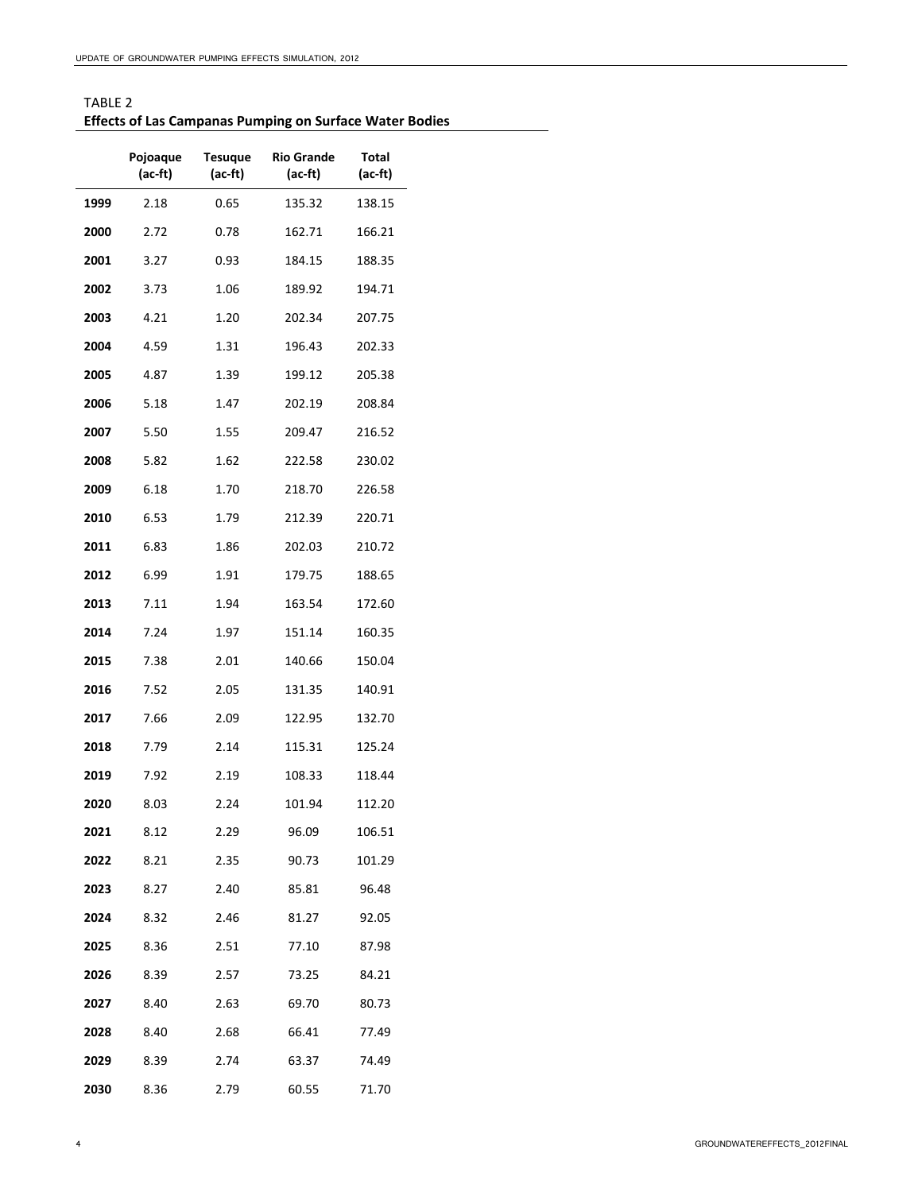TABLE 2

**Effects of Las Campanas Pumping on Surface Water Bodies**

| | Pojoaque (ac-ft) | Tesuque (ac-ft) | Rio Grande (ac-ft) | Total (ac-ft) |
|---|---|---|---|---|
| **1999** | 2.18 | 0.65 | 135.32 | 138.15 |
| **2000** | 2.72 | 0.78 | 162.71 | 166.21 |
| **2001** | 3.27 | 0.93 | 184.15 | 188.35 |
| **2002** | 3.73 | 1.06 | 189.92 | 194.71 |
| **2003** | 4.21 | 1.20 | 202.34 | 207.75 |
| **2004** | 4.59 | 1.31 | 196.43 | 202.33 |
| **2005** | 4.87 | 1.39 | 199.12 | 205.38 |
| **2006** | 5.18 | 1.47 | 202.19 | 208.84 |
| **2007** | 5.50 | 1.55 | 209.47 | 216.52 |
| **2008** | 5.82 | 1.62 | 222.58 | 230.02 |
| **2009** | 6.18 | 1.70 | 218.70 | 226.58 |
| **2010** | 6.53 | 1.79 | 212.39 | 220.71 |
| **2011** | 6.83 | 1.86 | 202.03 | 210.72 |
| **2012** | 6.99 | 1.91 | 179.75 | 188.65 |
| **2013** | 7.11 | 1.94 | 163.54 | 172.60 |
| **2014** | 7.24 | 1.97 | 151.14 | 160.35 |
| **2015** | 7.38 | 2.01 | 140.66 | 150.04 |
| **2016** | 7.52 | 2.05 | 131.35 | 140.91 |
| **2017** | 7.66 | 2.09 | 122.95 | 132.70 |
| **2018** | 7.79 | 2.14 | 115.31 | 125.24 |
| **2019** | 7.92 | 2.19 | 108.33 | 118.44 |
| **2020** | 8.03 | 2.24 | 101.94 | 112.20 |
| **2021** | 8.12 | 2.29 | 96.09 | 106.51 |
| **2022** | 8.21 | 2.35 | 90.73 | 101.29 |
| **2023** | 8.27 | 2.40 | 85.81 | 96.48 |
| **2024** | 8.32 | 2.46 | 81.27 | 92.05 |
| **2025** | 8.36 | 2.51 | 77.10 | 87.98 |
| **2026** | 8.39 | 2.57 | 73.25 | 84.21 |
| **2027** | 8.40 | 2.63 | 69.70 | 80.73 |
| **2028** | 8.40 | 2.68 | 66.41 | 77.49 |
| **2029** | 8.39 | 2.74 | 63.37 | 74.49 |
| **2030** | 8.36 | 2.79 | 60.55 | 71.70 |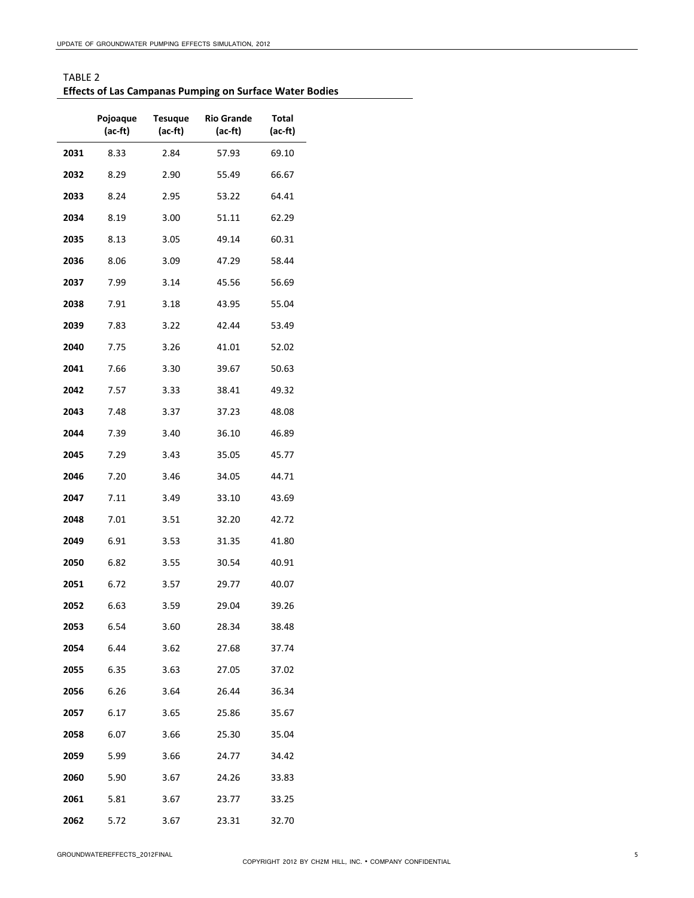TABLE 2
**Effects of Las Campanas Pumping on Surface Water Bodies**

| | Pojoaque (ac-ft) | Tesuque (ac-ft) | Rio Grande (ac-ft) | Total (ac-ft) |
|---|---|---|---|---|
| **2031** | 8.33 | 2.84 | 57.93 | 69.10 |
| **2032** | 8.29 | 2.90 | 55.49 | 66.67 |
| **2033** | 8.24 | 2.95 | 53.22 | 64.41 |
| **2034** | 8.19 | 3.00 | 51.11 | 62.29 |
| **2035** | 8.13 | 3.05 | 49.14 | 60.31 |
| **2036** | 8.06 | 3.09 | 47.29 | 58.44 |
| **2037** | 7.99 | 3.14 | 45.56 | 56.69 |
| **2038** | 7.91 | 3.18 | 43.95 | 55.04 |
| **2039** | 7.83 | 3.22 | 42.44 | 53.49 |
| **2040** | 7.75 | 3.26 | 41.01 | 52.02 |
| **2041** | 7.66 | 3.30 | 39.67 | 50.63 |
| **2042** | 7.57 | 3.33 | 38.41 | 49.32 |
| **2043** | 7.48 | 3.37 | 37.23 | 48.08 |
| **2044** | 7.39 | 3.40 | 36.10 | 46.89 |
| **2045** | 7.29 | 3.43 | 35.05 | 45.77 |
| **2046** | 7.20 | 3.46 | 34.05 | 44.71 |
| **2047** | 7.11 | 3.49 | 33.10 | 43.69 |
| **2048** | 7.01 | 3.51 | 32.20 | 42.72 |
| **2049** | 6.91 | 3.53 | 31.35 | 41.80 |
| **2050** | 6.82 | 3.55 | 30.54 | 40.91 |
| **2051** | 6.72 | 3.57 | 29.77 | 40.07 |
| **2052** | 6.63 | 3.59 | 29.04 | 39.26 |
| **2053** | 6.54 | 3.60 | 28.34 | 38.48 |
| **2054** | 6.44 | 3.62 | 27.68 | 37.74 |
| **2055** | 6.35 | 3.63 | 27.05 | 37.02 |
| **2056** | 6.26 | 3.64 | 26.44 | 36.34 |
| **2057** | 6.17 | 3.65 | 25.86 | 35.67 |
| **2058** | 6.07 | 3.66 | 25.30 | 35.04 |
| **2059** | 5.99 | 3.66 | 24.77 | 34.42 |
| **2060** | 5.90 | 3.67 | 24.26 | 33.83 |
| **2061** | 5.81 | 3.67 | 23.77 | 33.25 |
| **2062** | 5.72 | 3.67 | 23.31 | 32.70 |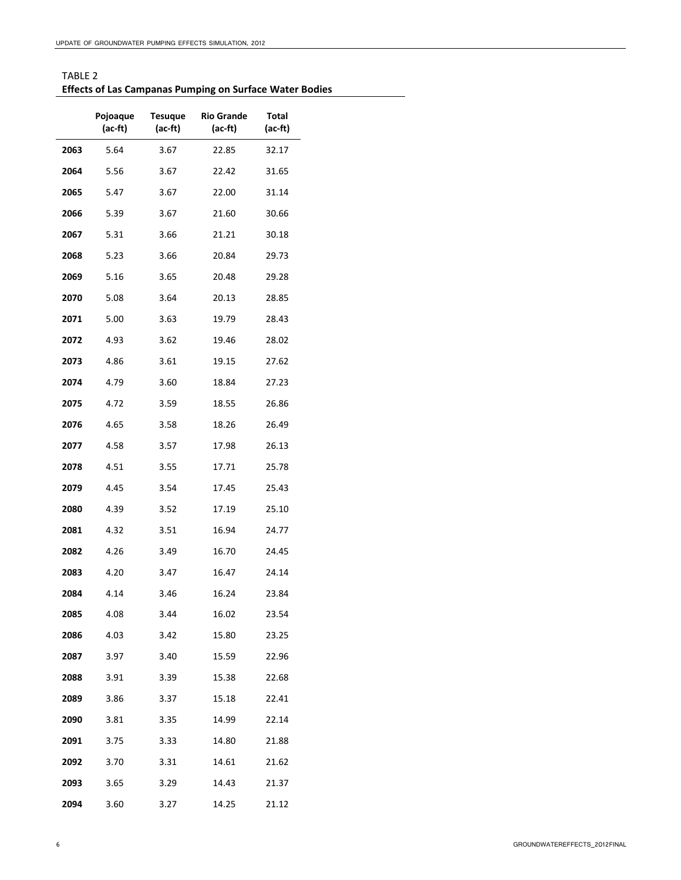TABLE 2

**Effects of Las Campanas Pumping on Surface Water Bodies**

| | Pojoaque (ac-ft) | Tesuque (ac-ft) | Rio Grande (ac-ft) | Total (ac-ft) |
|---|---|---|---|---|
| **2063** | 5.64 | 3.67 | 22.85 | 32.17 |
| **2064** | 5.56 | 3.67 | 22.42 | 31.65 |
| **2065** | 5.47 | 3.67 | 22.00 | 31.14 |
| **2066** | 5.39 | 3.67 | 21.60 | 30.66 |
| **2067** | 5.31 | 3.66 | 21.21 | 30.18 |
| **2068** | 5.23 | 3.66 | 20.84 | 29.73 |
| **2069** | 5.16 | 3.65 | 20.48 | 29.28 |
| **2070** | 5.08 | 3.64 | 20.13 | 28.85 |
| **2071** | 5.00 | 3.63 | 19.79 | 28.43 |
| **2072** | 4.93 | 3.62 | 19.46 | 28.02 |
| **2073** | 4.86 | 3.61 | 19.15 | 27.62 |
| **2074** | 4.79 | 3.60 | 18.84 | 27.23 |
| **2075** | 4.72 | 3.59 | 18.55 | 26.86 |
| **2076** | 4.65 | 3.58 | 18.26 | 26.49 |
| **2077** | 4.58 | 3.57 | 17.98 | 26.13 |
| **2078** | 4.51 | 3.55 | 17.71 | 25.78 |
| **2079** | 4.45 | 3.54 | 17.45 | 25.43 |
| **2080** | 4.39 | 3.52 | 17.19 | 25.10 |
| **2081** | 4.32 | 3.51 | 16.94 | 24.77 |
| **2082** | 4.26 | 3.49 | 16.70 | 24.45 |
| **2083** | 4.20 | 3.47 | 16.47 | 24.14 |
| **2084** | 4.14 | 3.46 | 16.24 | 23.84 |
| **2085** | 4.08 | 3.44 | 16.02 | 23.54 |
| **2086** | 4.03 | 3.42 | 15.80 | 23.25 |
| **2087** | 3.97 | 3.40 | 15.59 | 22.96 |
| **2088** | 3.91 | 3.39 | 15.38 | 22.68 |
| **2089** | 3.86 | 3.37 | 15.18 | 22.41 |
| **2090** | 3.81 | 3.35 | 14.99 | 22.14 |
| **2091** | 3.75 | 3.33 | 14.80 | 21.88 |
| **2092** | 3.70 | 3.31 | 14.61 | 21.62 |
| **2093** | 3.65 | 3.29 | 14.43 | 21.37 |
| **2094** | 3.60 | 3.27 | 14.25 | 21.12 |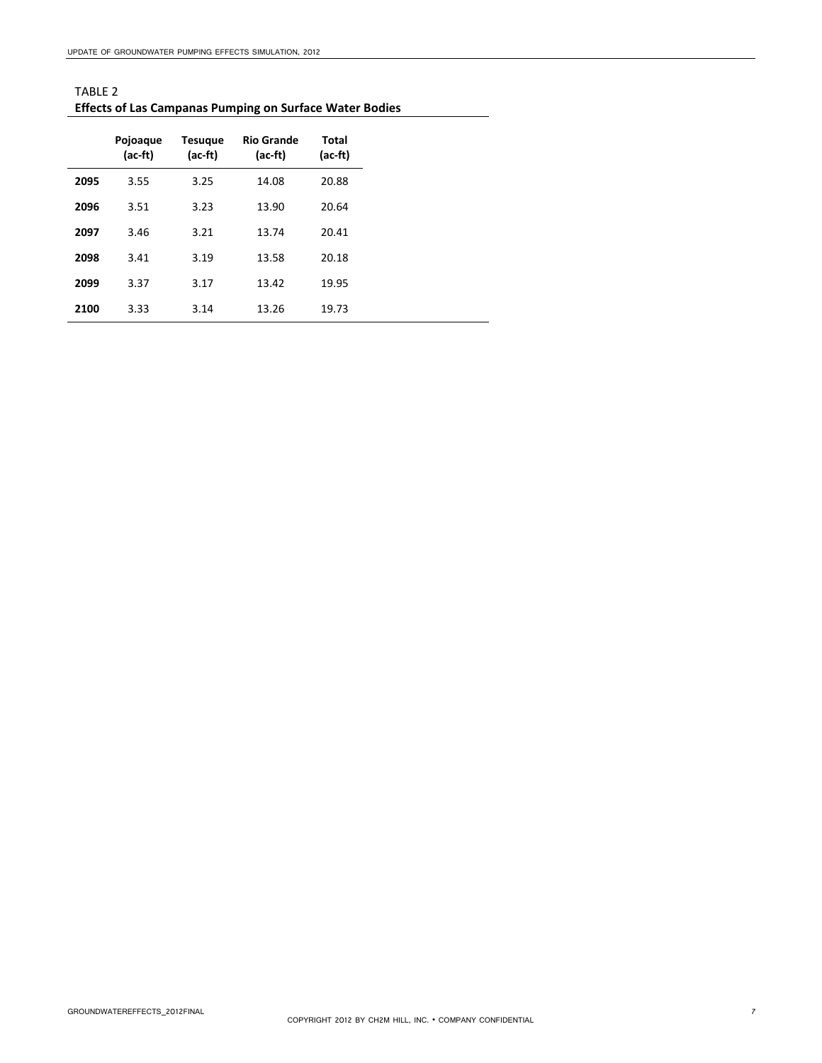TABLE 2
**Effects of Las Campanas Pumping on Surface Water Bodies**

| | Pojoaque (ac-ft) | Tesuque (ac-ft) | Rio Grande (ac-ft) | Total (ac-ft) |
|---|---|---|---|---|
| **2095** | 3.55 | 3.25 | 14.08 | 20.88 |
| **2096** | 3.51 | 3.23 | 13.90 | 20.64 |
| **2097** | 3.46 | 3.21 | 13.74 | 20.41 |
| **2098** | 3.41 | 3.19 | 13.58 | 20.18 |
| **2099** | 3.37 | 3.17 | 13.42 | 19.95 |
| **2100** | 3.33 | 3.14 | 13.26 | 19.73 |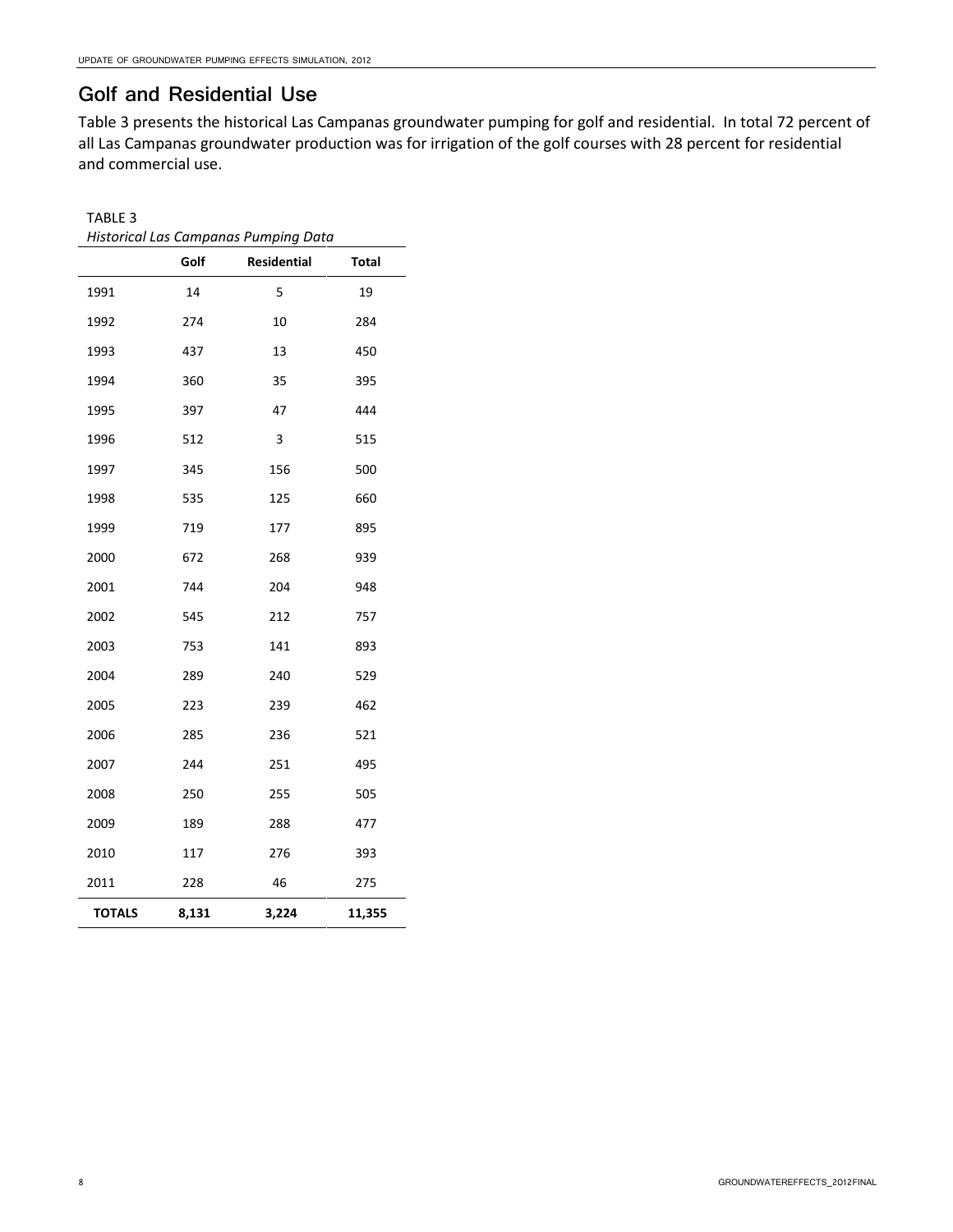## Golf and Residential Use

Table 3 presents the historical Las Campanas groundwater pumping for golf and residential. In total 72 percent of all Las Campanas groundwater production was for irrigation of the golf courses with 28 percent for residential and commercial use.

TABLE 3
*Historical Las Campanas Pumping Data*

| | Golf | Residential | Total |
|---|---|---|---|
| 1991 | 14 | 5 | 19 |
| 1992 | 274 | 10 | 284 |
| 1993 | 437 | 13 | 450 |
| 1994 | 360 | 35 | 395 |
| 1995 | 397 | 47 | 444 |
| 1996 | 512 | 3 | 515 |
| 1997 | 345 | 156 | 500 |
| 1998 | 535 | 125 | 660 |
| 1999 | 719 | 177 | 895 |
| 2000 | 672 | 268 | 939 |
| 2001 | 744 | 204 | 948 |
| 2002 | 545 | 212 | 757 |
| 2003 | 753 | 141 | 893 |
| 2004 | 289 | 240 | 529 |
| 2005 | 223 | 239 | 462 |
| 2006 | 285 | 236 | 521 |
| 2007 | 244 | 251 | 495 |
| 2008 | 250 | 255 | 505 |
| 2009 | 189 | 288 | 477 |
| 2010 | 117 | 276 | 393 |
| 2011 | 228 | 46 | 275 |
| **TOTALS** | **8,131** | **3,224** | **11,355** |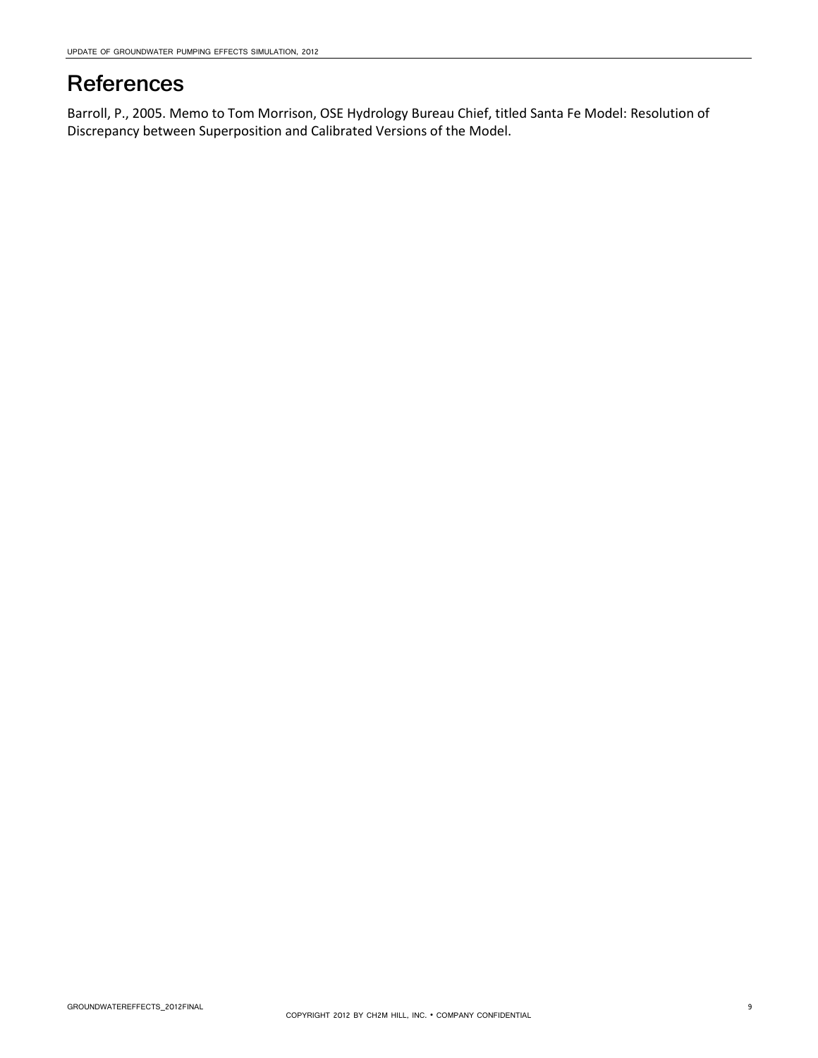# References

Barroll, P., 2005. Memo to Tom Morrison, OSE Hydrology Bureau Chief, titled Santa Fe Model: Resolution of Discrepancy between Superposition and Calibrated Versions of the Model.